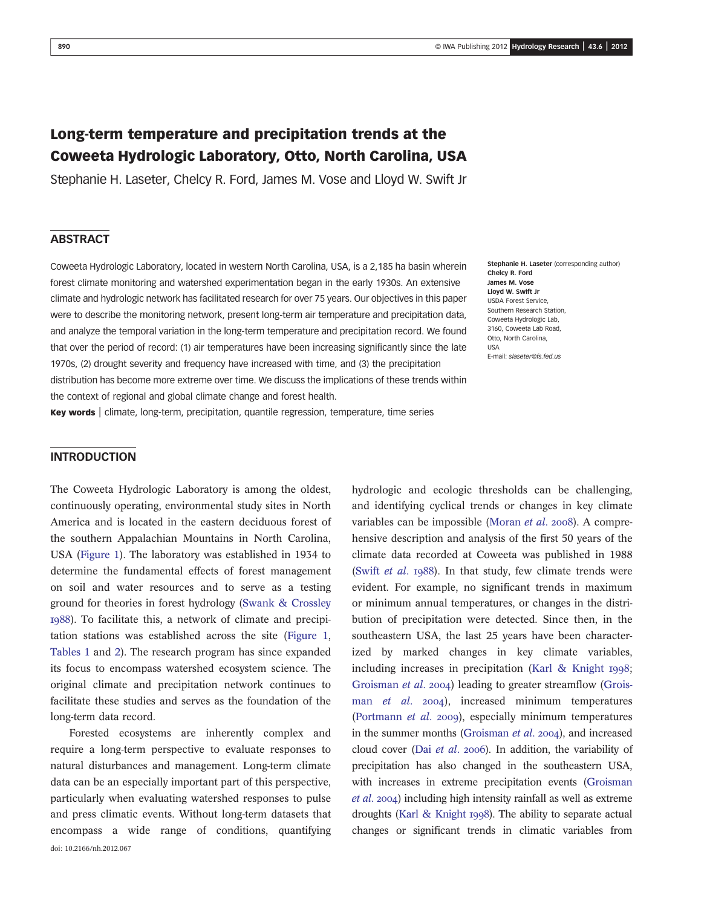# Long-term temperature and precipitation trends at the Coweeta Hydrologic Laboratory, Otto, North Carolina, USA

Stephanie H. Laseter, Chelcy R. Ford, James M. Vose and Lloyd W. Swift Jr

## ABSTRACT

Coweeta Hydrologic Laboratory, located in western North Carolina, USA, is a 2,185 ha basin wherein forest climate monitoring and watershed experimentation began in the early 1930s. An extensive climate and hydrologic network has facilitated research for over 75 years. Our objectives in this paper were to describe the monitoring network, present long-term air temperature and precipitation data, and analyze the temporal variation in the long-term temperature and precipitation record. We found that over the period of record: (1) air temperatures have been increasing significantly since the late 1970s, (2) drought severity and frequency have increased with time, and (3) the precipitation distribution has become more extreme over time. We discuss the implications of these trends within the context of regional and global climate change and forest health.

**Key words** | climate, long-term, precipitation, quantile regression, temperature, time series

**Stephanie H. Laseter** (corresponding author)
**Chelcy R. Ford**
**James M. Vose**
**Lloyd W. Swift Jr**
USDA Forest Service,
Southern Research Station,
Coweeta Hydrologic Lab,
3160, Coweeta Lab Road,
Otto, North Carolina,
USA
E-mail: *slaseter@fs.fed.us*

## INTRODUCTION

The Coweeta Hydrologic Laboratory is among the oldest, continuously operating, environmental study sites in North America and is located in the eastern deciduous forest of the southern Appalachian Mountains in North Carolina, USA (Figure 1). The laboratory was established in 1934 to determine the fundamental effects of forest management on soil and water resources and to serve as a testing ground for theories in forest hydrology (Swank & Crossley 1988). To facilitate this, a network of climate and precipitation stations was established across the site (Figure 1, Tables 1 and 2). The research program has since expanded its focus to encompass watershed ecosystem science. The original climate and precipitation network continues to facilitate these studies and serves as the foundation of the long-term data record.

Forested ecosystems are inherently complex and require a long-term perspective to evaluate responses to natural disturbances and management. Long-term climate data can be an especially important part of this perspective, particularly when evaluating watershed responses to pulse and press climatic events. Without long-term datasets that encompass a wide range of conditions, quantifying hydrologic and ecologic thresholds can be challenging, and identifying cyclical trends or changes in key climate variables can be impossible (Moran *et al.* 2008). A comprehensive description and analysis of the first 50 years of the climate data recorded at Coweeta was published in 1988 (Swift *et al.* 1988). In that study, few climate trends were evident. For example, no significant trends in maximum or minimum annual temperatures, or changes in the distribution of precipitation were detected. Since then, in the southeastern USA, the last 25 years have been characterized by marked changes in key climate variables, including increases in precipitation (Karl & Knight 1998; Groisman *et al.* 2004) leading to greater streamflow (Groisman *et al.* 2004), increased minimum temperatures (Portmann *et al.* 2009), especially minimum temperatures in the summer months (Groisman *et al.* 2004), and increased cloud cover (Dai *et al.* 2006). In addition, the variability of precipitation has also changed in the southeastern USA, with increases in extreme precipitation events (Groisman *et al.* 2004) including high intensity rainfall as well as extreme droughts (Karl & Knight 1998). The ability to separate actual changes or significant trends in climatic variables from

doi: 10.2166/nh.2012.067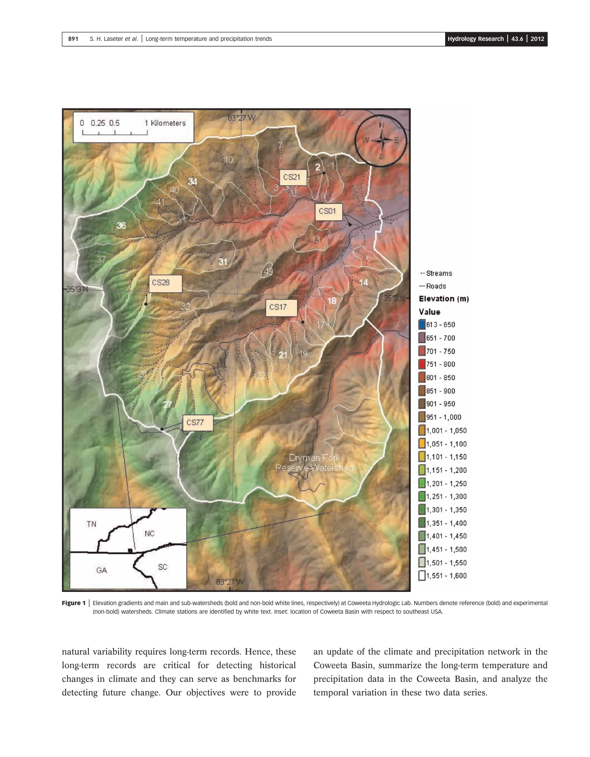**Figure 1** | Elevation gradients and main and sub-watersheds (bold and non-bold white lines, respectively) at Coweeta Hydrologic Lab. Numbers denote reference (bold) and experimental (non-bold) watersheds. Climate stations are identified by white text. Inset: location of Coweeta Basin with respect to southeast USA.

natural variability requires long-term records. Hence, these long-term records are critical for detecting historical changes in climate and they can serve as benchmarks for detecting future change. Our objectives were to provide an update of the climate and precipitation network in the Coweeta Basin, summarize the long-term temperature and precipitation data in the Coweeta Basin, and analyze the temporal variation in these two data series.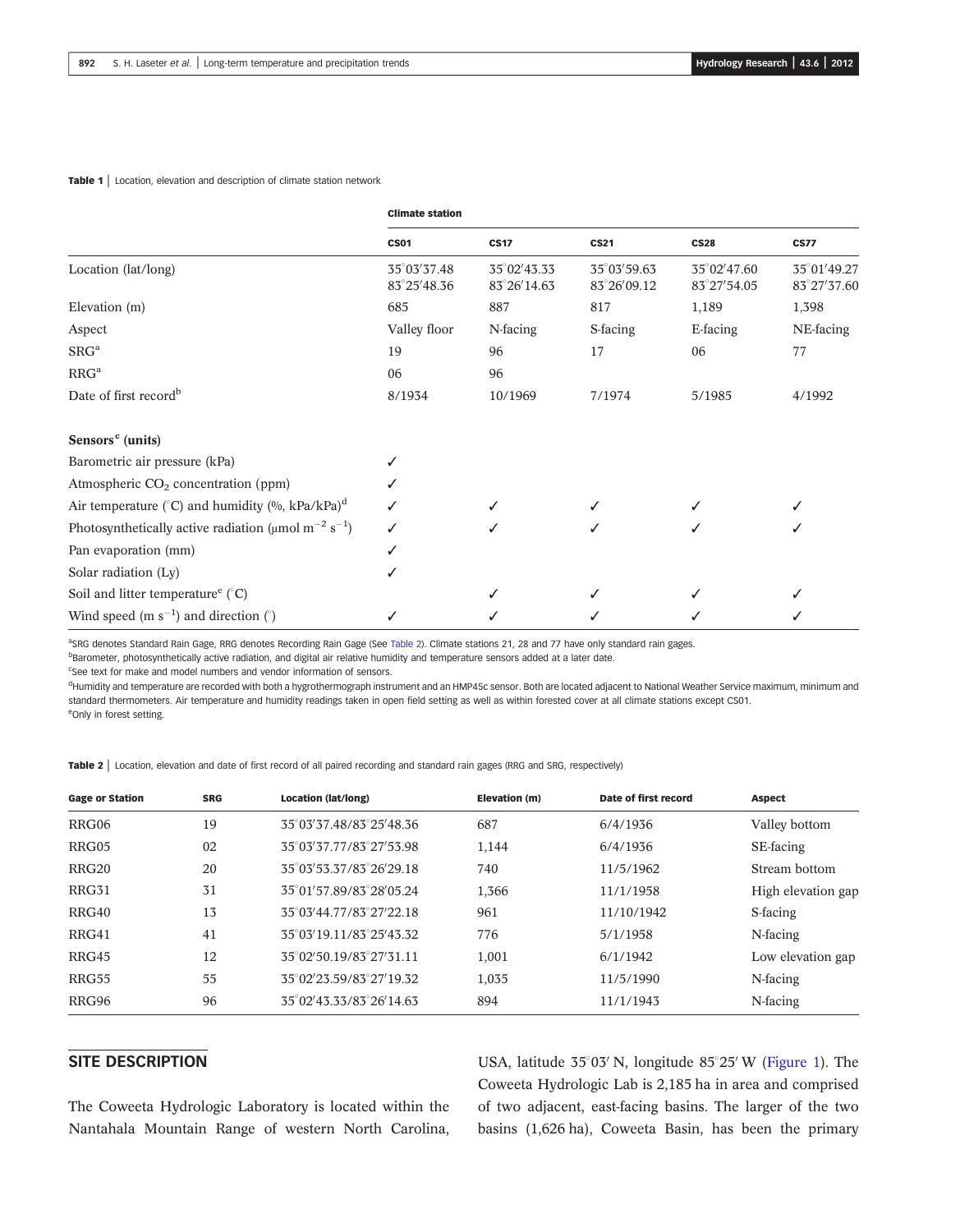**Table 1** | Location, elevation and description of climate station network

| | Climate station | | | | |
|---|---|---|---|---|---|
| | **CS01** | **CS17** | **CS21** | **CS28** | **CS77** |
| Location (lat/long) | 35°03′37.48 83°25′48.36 | 35°02′43.33 83°26′14.63 | 35°03′59.63 83°26′09.12 | 35°02′47.60 83°27′54.05 | 35°01′49.27 83°27′37.60 |
| Elevation (m) | 685 | 887 | 817 | 1,189 | 1,398 |
| Aspect | Valley floor | N-facing | S-facing | E-facing | NE-facing |
| SRG[a] | 19 | 96 | 17 | 06 | 77 |
| RRG[a] | 06 | 96 | | | |
| Date of first record[b] | 8/1934 | 10/1969 | 7/1974 | 5/1985 | 4/1992 |
| **Sensors[c] (units)** | | | | | |
| Barometric air pressure (kPa) | ✓ | | | | |
| Atmospheric $CO_2$ concentration (ppm) | ✓ | | | | |
| Air temperature (°C) and humidity (%, kPa/kPa)[d] | ✓ | ✓ | ✓ | ✓ | ✓ |
| Photosynthetically active radiation (μmol $m^{-2}$ $s^{-1}$) | ✓ | ✓ | ✓ | ✓ | ✓ |
| Pan evaporation (mm) | ✓ | | | | |
| Solar radiation (Ly) | ✓ | | | | |
| Soil and litter temperature[e] (°C) | | ✓ | ✓ | ✓ | ✓ |
| Wind speed (m $s^{-1}$) and direction (°) | ✓ | ✓ | ✓ | ✓ | ✓ |

[a]SRG denotes Standard Rain Gage, RRG denotes Recording Rain Gage (See Table 2). Climate stations 21, 28 and 77 have only standard rain gages.
[b]Barometer, photosynthetically active radiation, and digital air relative humidity and temperature sensors added at a later date.
[c]See text for make and model numbers and vendor information of sensors.
[d]Humidity and temperature are recorded with both a hygrothermograph instrument and an HMP45c sensor. Both are located adjacent to National Weather Service maximum, minimum and standard thermometers. Air temperature and humidity readings taken in open field setting as well as within forested cover at all climate stations except CS01.
[e]Only in forest setting.

**Table 2** | Location, elevation and date of first record of all paired recording and standard rain gages (RRG and SRG, respectively)

| Gage or Station | SRG | Location (lat/long) | Elevation (m) | Date of first record | Aspect |
|---|---|---|---|---|---|
| RRG06 | 19 | 35°03′37.48/83°25′48.36 | 687 | 6/4/1936 | Valley bottom |
| RRG05 | 02 | 35°03′37.77/83°27′53.98 | 1,144 | 6/4/1936 | SE-facing |
| RRG20 | 20 | 35°03′53.37/83°26′29.18 | 740 | 11/5/1962 | Stream bottom |
| RRG31 | 31 | 35°01′57.89/83°28′05.24 | 1,366 | 11/1/1958 | High elevation gap |
| RRG40 | 13 | 35°03′44.77/83°27′22.18 | 961 | 11/10/1942 | S-facing |
| RRG41 | 41 | 35°03′19.11/83°25′43.32 | 776 | 5/1/1958 | N-facing |
| RRG45 | 12 | 35°02′50.19/83°27′31.11 | 1,001 | 6/1/1942 | Low elevation gap |
| RRG55 | 55 | 35°02′23.59/83°27′19.32 | 1,035 | 11/5/1990 | N-facing |
| RRG96 | 96 | 35°02′43.33/83°26′14.63 | 894 | 11/1/1943 | N-facing |

## SITE DESCRIPTION

The Coweeta Hydrologic Laboratory is located within the Nantahala Mountain Range of western North Carolina, USA, latitude 35°03′ N, longitude 85°25′ W (Figure 1). The Coweeta Hydrologic Lab is 2,185 ha in area and comprised of two adjacent, east-facing basins. The larger of the two basins (1,626 ha), Coweeta Basin, has been the primary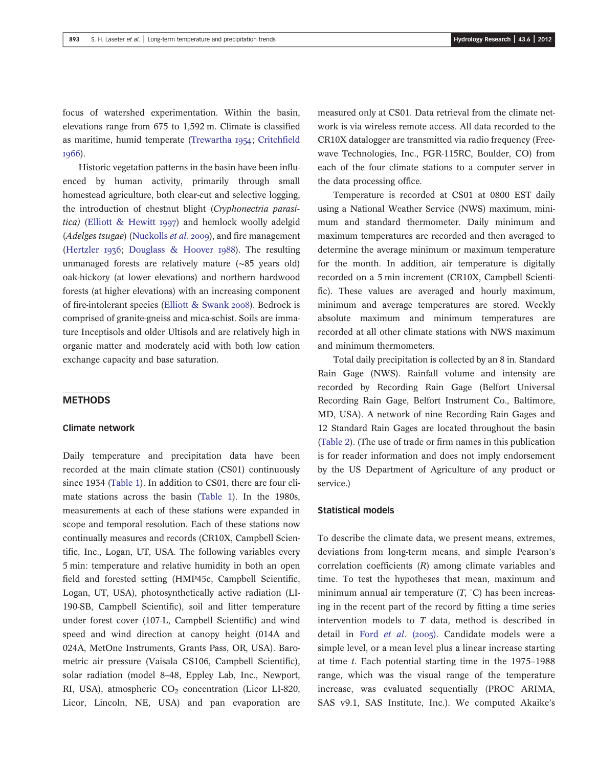focus of watershed experimentation. Within the basin, elevations range from 675 to 1,592 m. Climate is classified as maritime, humid temperate (Trewartha 1954; Critchfield 1966).

Historic vegetation patterns in the basin have been influenced by human activity, primarily through small homestead agriculture, both clear-cut and selective logging, the introduction of chestnut blight (*Cryphonectria parasitica*) (Elliott & Hewitt 1997) and hemlock woolly adelgid (*Adelges tsugae*) (Nuckolls *et al*. 2009), and fire management (Hertzler 1936; Douglass & Hoover 1988). The resulting unmanaged forests are relatively mature (~85 years old) oak-hickory (at lower elevations) and northern hardwood forests (at higher elevations) with an increasing component of fire-intolerant species (Elliott & Swank 2008). Bedrock is comprised of granite-gneiss and mica-schist. Soils are immature Inceptisols and older Ultisols and are relatively high in organic matter and moderately acid with both low cation exchange capacity and base saturation.

## METHODS

### Climate network

Daily temperature and precipitation data have been recorded at the main climate station (CS01) continuously since 1934 (Table 1). In addition to CS01, there are four climate stations across the basin (Table 1). In the 1980s, measurements at each of these stations were expanded in scope and temporal resolution. Each of these stations now continually measures and records (CR10X, Campbell Scientific, Inc., Logan, UT, USA. The following variables every 5 min: temperature and relative humidity in both an open field and forested setting (HMP45c, Campbell Scientific, Logan, UT, USA), photosynthetically active radiation (LI-190-SB, Campbell Scientific), soil and litter temperature under forest cover (107-L, Campbell Scientific) and wind speed and wind direction at canopy height (014A and 024A, MetOne Instruments, Grants Pass, OR, USA). Barometric air pressure (Vaisala CS106, Campbell Scientific), solar radiation (model 8–48, Eppley Lab, Inc., Newport, RI, USA), atmospheric $CO_2$ concentration (Licor LI-820, Licor, Lincoln, NE, USA) and pan evaporation are measured only at CS01. Data retrieval from the climate network is via wireless remote access. All data recorded to the CR10X datalogger are transmitted via radio frequency (Freewave Technologies, Inc., FGR-115RC, Boulder, CO) from each of the four climate stations to a computer server in the data processing office.

Temperature is recorded at CS01 at 0800 EST daily using a National Weather Service (NWS) maximum, minimum and standard thermometer. Daily minimum and maximum temperatures are recorded and then averaged to determine the average minimum or maximum temperature for the month. In addition, air temperature is digitally recorded on a 5 min increment (CR10X, Campbell Scientific). These values are averaged and hourly maximum, minimum and average temperatures are stored. Weekly absolute maximum and minimum temperatures are recorded at all other climate stations with NWS maximum and minimum thermometers.

Total daily precipitation is collected by an 8 in. Standard Rain Gage (NWS). Rainfall volume and intensity are recorded by Recording Rain Gage (Belfort Universal Recording Rain Gage, Belfort Instrument Co., Baltimore, MD, USA). A network of nine Recording Rain Gages and 12 Standard Rain Gages are located throughout the basin (Table 2). (The use of trade or firm names in this publication is for reader information and does not imply endorsement by the US Department of Agriculture of any product or service.)

### Statistical models

To describe the climate data, we present means, extremes, deviations from long-term means, and simple Pearson's correlation coefficients ($R$) among climate variables and time. To test the hypotheses that mean, maximum and minimum annual air temperature ($T$, °C) has been increasing in the recent part of the record by fitting a time series intervention models to $T$ data, method is described in detail in Ford *et al*. (2005). Candidate models were a simple level, or a mean level plus a linear increase starting at time $t$. Each potential starting time in the 1975–1988 range, which was the visual range of the temperature increase, was evaluated sequentially (PROC ARIMA, SAS v9.1, SAS Institute, Inc.). We computed Akaike's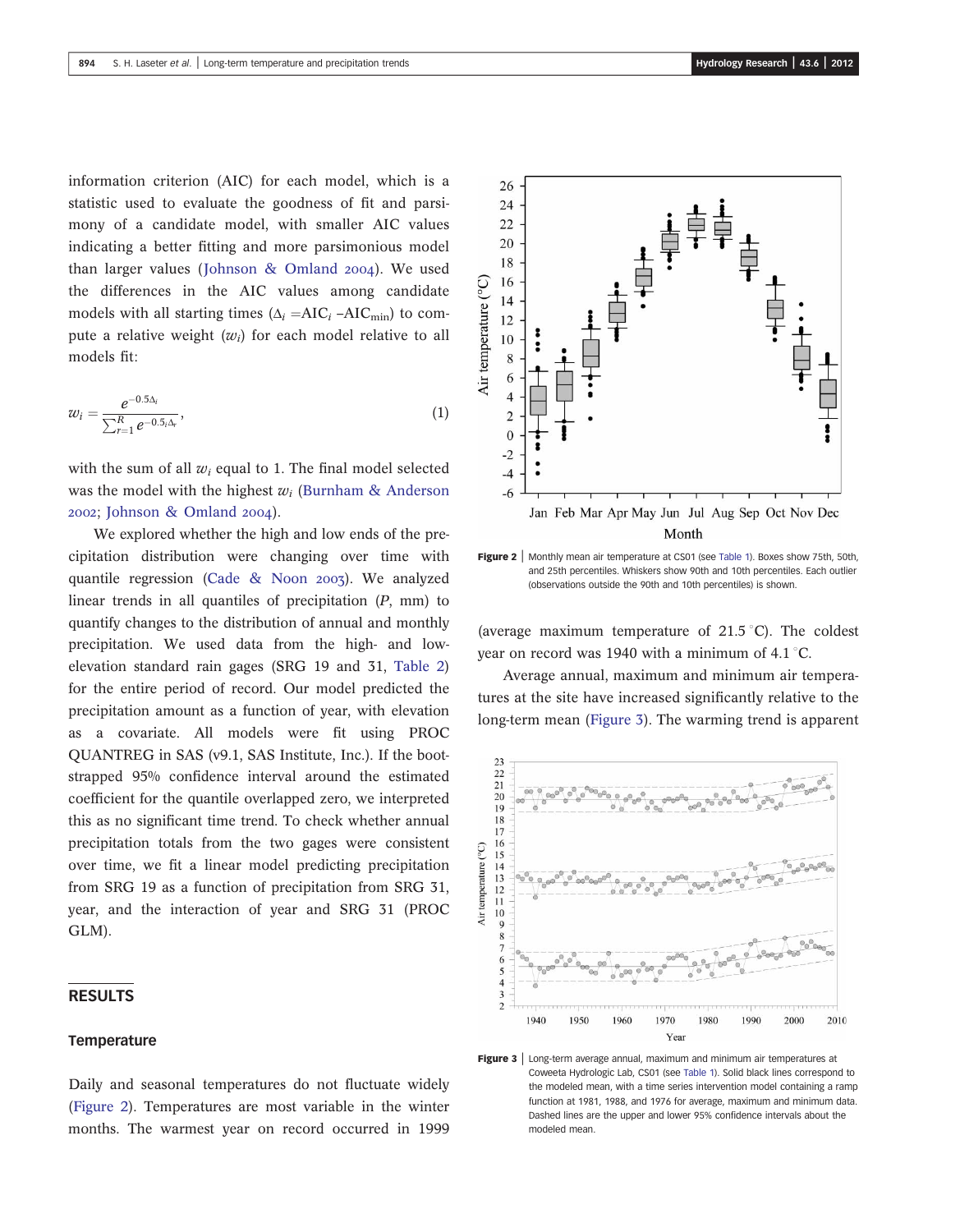information criterion (AIC) for each model, which is a statistic used to evaluate the goodness of fit and parsimony of a candidate model, with smaller AIC values indicating a better fitting and more parsimonious model than larger values (Johnson & Omland 2004). We used the differences in the AIC values among candidate models with all starting times ($\Delta_i = \text{AIC}_i - \text{AIC}_{\min}$) to compute a relative weight ($w_i$) for each model relative to all models fit:

$$w_i = \frac{e^{-0.5\Delta_i}}{\sum_{r=1}^{R} e^{-0.5_i\Delta_r}}, \quad (1)$$

with the sum of all $w_i$ equal to 1. The final model selected was the model with the highest $w_i$ (Burnham & Anderson 2002; Johnson & Omland 2004).

We explored whether the high and low ends of the precipitation distribution were changing over time with quantile regression (Cade & Noon 2003). We analyzed linear trends in all quantiles of precipitation ($P$, mm) to quantify changes to the distribution of annual and monthly precipitation. We used data from the high- and low-elevation standard rain gages (SRG 19 and 31, Table 2) for the entire period of record. Our model predicted the precipitation amount as a function of year, with elevation as a covariate. All models were fit using PROC QUANTREG in SAS (v9.1, SAS Institute, Inc.). If the bootstrapped 95% confidence interval around the estimated coefficient for the quantile overlapped zero, we interpreted this as no significant time trend. To check whether annual precipitation totals from the two gages were consistent over time, we fit a linear model predicting precipitation from SRG 19 as a function of precipitation from SRG 31, year, and the interaction of year and SRG 31 (PROC GLM).

## RESULTS

### Temperature

Daily and seasonal temperatures do not fluctuate widely (Figure 2). Temperatures are most variable in the winter months. The warmest year on record occurred in 1999 (average maximum temperature of 21.5 °C). The coldest year on record was 1940 with a minimum of 4.1 °C.

Average annual, maximum and minimum air temperatures at the site have increased significantly relative to the long-term mean (Figure 3). The warming trend is apparent

**Figure 2** | Monthly mean air temperature at CS01 (see Table 1). Boxes show 75th, 50th, and 25th percentiles. Whiskers show 90th and 10th percentiles. Each outlier (observations outside the 90th and 10th percentiles) is shown.

**Figure 3** | Long-term average annual, maximum and minimum air temperatures at Coweeta Hydrologic Lab, CS01 (see Table 1). Solid black lines correspond to the modeled mean, with a time series intervention model containing a ramp function at 1981, 1988, and 1976 for average, maximum and minimum data. Dashed lines are the upper and lower 95% confidence intervals about the modeled mean.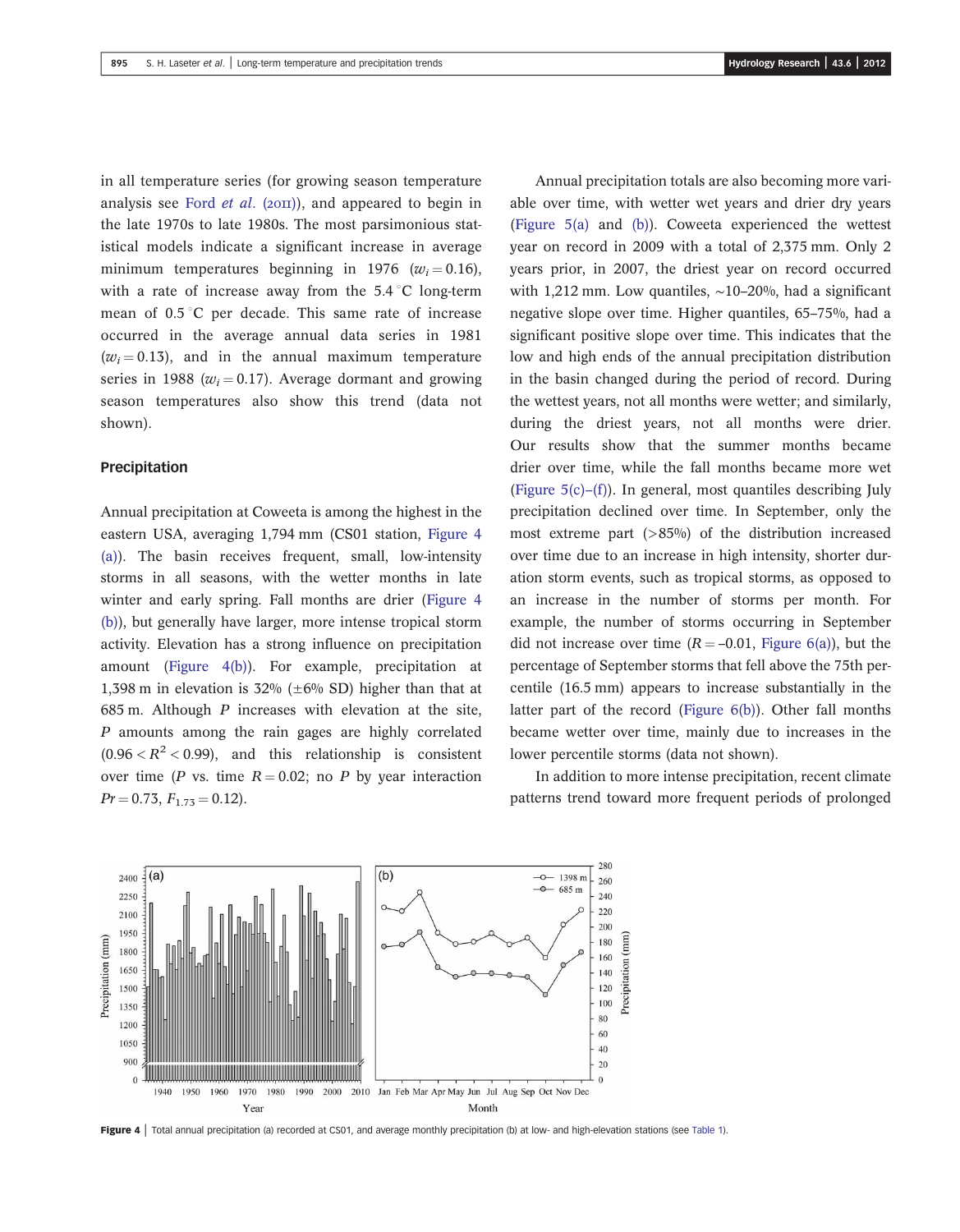in all temperature series (for growing season temperature analysis see Ford *et al.* (2011)), and appeared to begin in the late 1970s to late 1980s. The most parsimonious statistical models indicate a significant increase in average minimum temperatures beginning in 1976 ($w_i = 0.16$), with a rate of increase away from the 5.4 °C long-term mean of 0.5 °C per decade. This same rate of increase occurred in the average annual data series in 1981 ($w_i = 0.13$), and in the annual maximum temperature series in 1988 ($w_i = 0.17$). Average dormant and growing season temperatures also show this trend (data not shown).

### Precipitation

Annual precipitation at Coweeta is among the highest in the eastern USA, averaging 1,794 mm (CS01 station, Figure 4(a)). The basin receives frequent, small, low-intensity storms in all seasons, with the wetter months in late winter and early spring. Fall months are drier (Figure 4(b)), but generally have larger, more intense tropical storm activity. Elevation has a strong influence on precipitation amount (Figure 4(b)). For example, precipitation at 1,398 m in elevation is 32% (±6% SD) higher than that at 685 m. Although $P$ increases with elevation at the site, $P$ amounts among the rain gages are highly correlated ($0.96 < R^2 < 0.99$), and this relationship is consistent over time ($P$ vs. time $R = 0.02$; no $P$ by year interaction $Pr = 0.73$, $F_{1,73} = 0.12$).

Annual precipitation totals are also becoming more variable over time, with wetter wet years and drier dry years (Figure 5(a) and (b)). Coweeta experienced the wettest year on record in 2009 with a total of 2,375 mm. Only 2 years prior, in 2007, the driest year on record occurred with 1,212 mm. Low quantiles, ~10–20%, had a significant negative slope over time. Higher quantiles, 65–75%, had a significant positive slope over time. This indicates that the low and high ends of the annual precipitation distribution in the basin changed during the period of record. During the wettest years, not all months were wetter; and similarly, during the driest years, not all months were drier. Our results show that the summer months became drier over time, while the fall months became more wet (Figure 5(c)–(f)). In general, most quantiles describing July precipitation declined over time. In September, only the most extreme part (>85%) of the distribution increased over time due to an increase in high intensity, shorter duration storm events, such as tropical storms, as opposed to an increase in the number of storms per month. For example, the number of storms occurring in September did not increase over time ($R = -0.01$, Figure 6(a)), but the percentage of September storms that fell above the 75th percentile (16.5 mm) appears to increase substantially in the latter part of the record (Figure 6(b)). Other fall months became wetter over time, mainly due to increases in the lower percentile storms (data not shown).

In addition to more intense precipitation, recent climate patterns trend toward more frequent periods of prolonged

**Figure 4** | Total annual precipitation (a) recorded at CS01, and average monthly precipitation (b) at low- and high-elevation stations (see Table 1).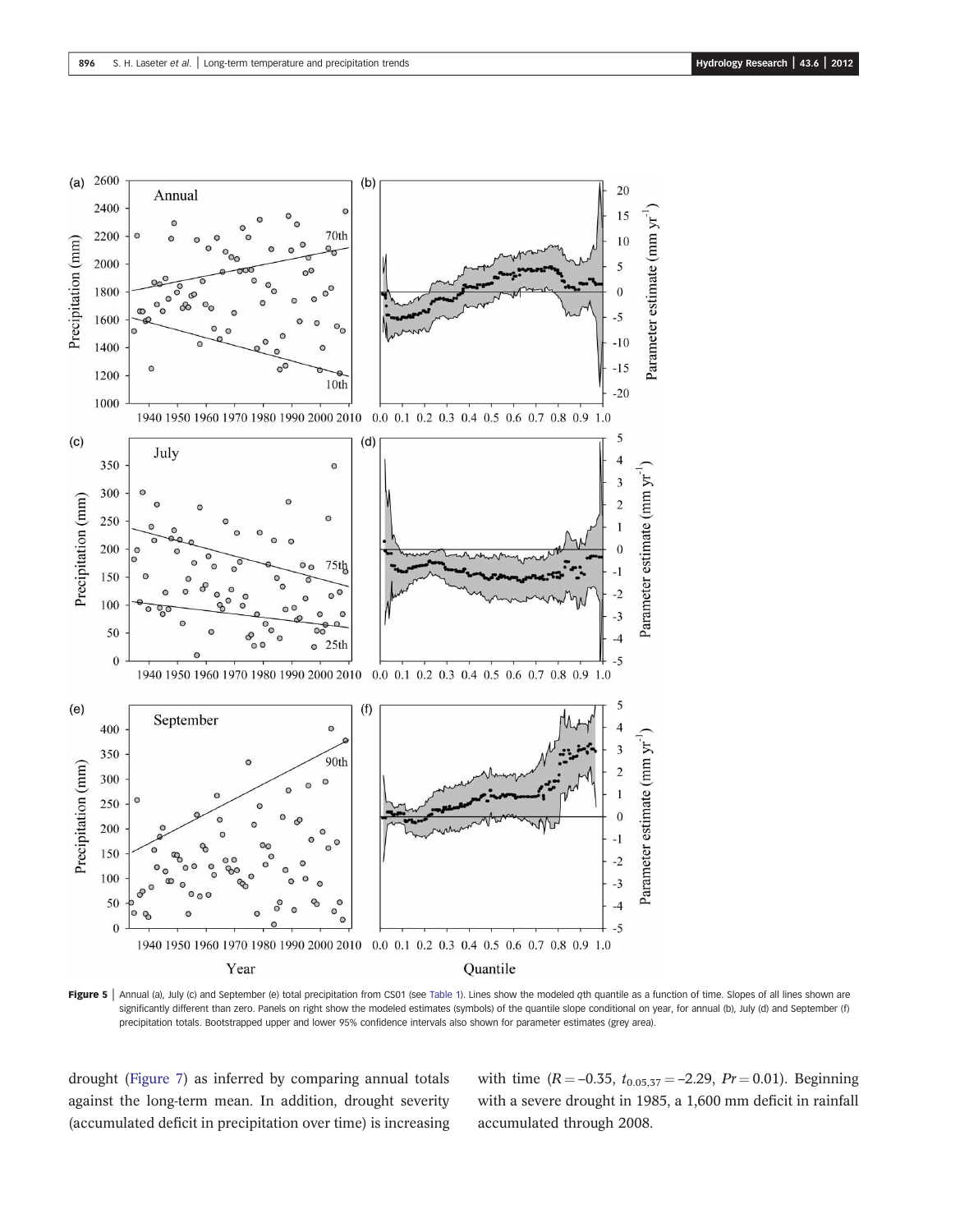**Figure 5** | Annual (a), July (c) and September (e) total precipitation from CS01 (see Table 1). Lines show the modeled *q*th quantile as a function of time. Slopes of all lines shown are significantly different than zero. Panels on right show the modeled estimates (symbols) of the quantile slope conditional on year, for annual (b), July (d) and September (f) precipitation totals. Bootstrapped upper and lower 95% confidence intervals also shown for parameter estimates (grey area).

drought (Figure 7) as inferred by comparing annual totals against the long-term mean. In addition, drought severity (accumulated deficit in precipitation over time) is increasing with time ($R = -0.35$, $t_{0.05,37} = -2.29$, $Pr = 0.01$). Beginning with a severe drought in 1985, a 1,600 mm deficit in rainfall accumulated through 2008.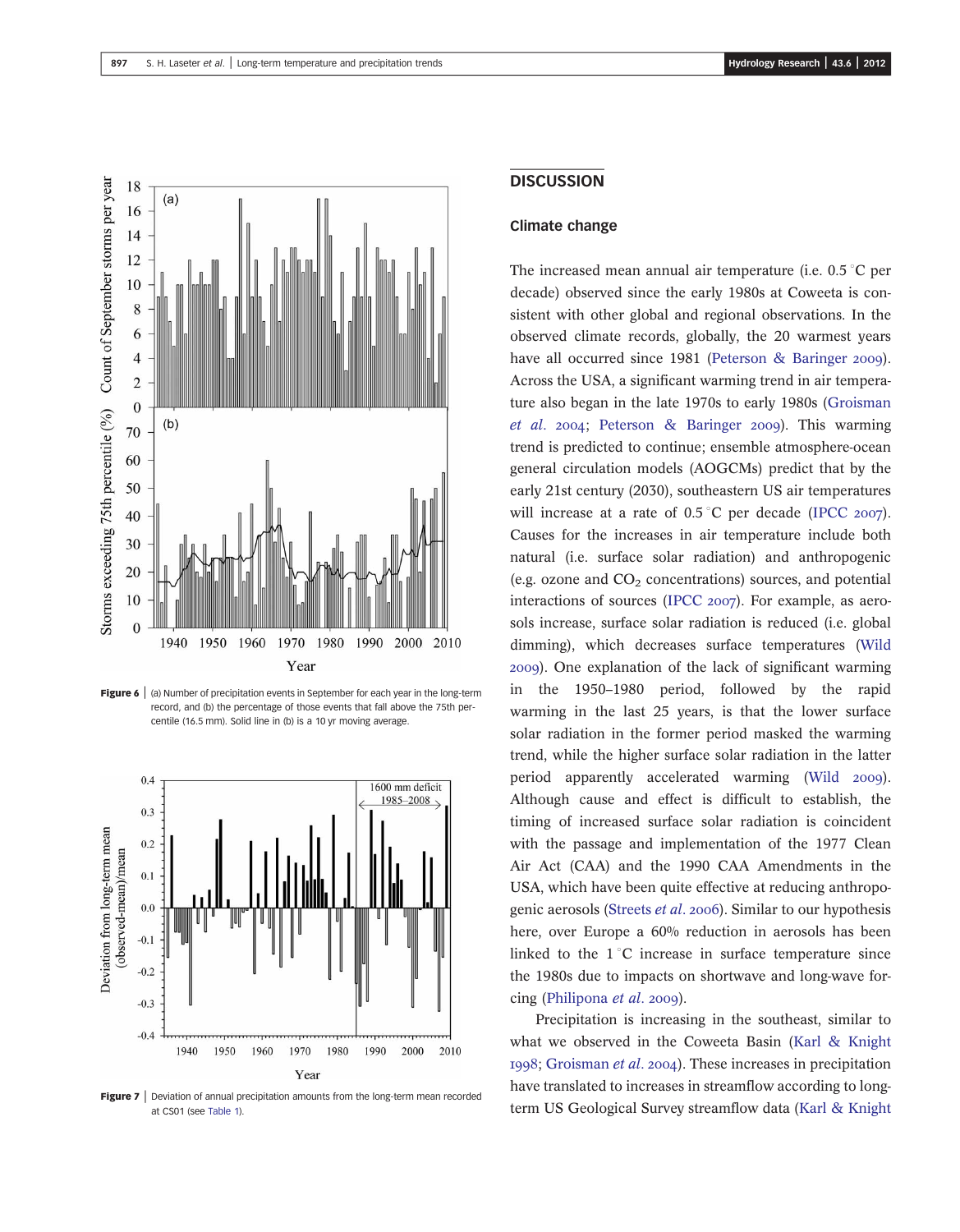**Figure 6** | (a) Number of precipitation events in September for each year in the long-term record, and (b) the percentage of those events that fall above the 75th percentile (16.5 mm). Solid line in (b) is a 10 yr moving average.

**Figure 7** | Deviation of annual precipitation amounts from the long-term mean recorded at CS01 (see Table 1).

## DISCUSSION

### Climate change

The increased mean annual air temperature (i.e. 0.5 °C per decade) observed since the early 1980s at Coweeta is consistent with other global and regional observations. In the observed climate records, globally, the 20 warmest years have all occurred since 1981 (Peterson & Baringer 2009). Across the USA, a significant warming trend in air temperature also began in the late 1970s to early 1980s (Groisman *et al.* 2004; Peterson & Baringer 2009). This warming trend is predicted to continue; ensemble atmosphere-ocean general circulation models (AOGCMs) predict that by the early 21st century (2030), southeastern US air temperatures will increase at a rate of 0.5 °C per decade (IPCC 2007). Causes for the increases in air temperature include both natural (i.e. surface solar radiation) and anthropogenic (e.g. ozone and $CO_2$ concentrations) sources, and potential interactions of sources (IPCC 2007). For example, as aerosols increase, surface solar radiation is reduced (i.e. global dimming), which decreases surface temperatures (Wild 2009). One explanation of the lack of significant warming in the 1950–1980 period, followed by the rapid warming in the last 25 years, is that the lower surface solar radiation in the former period masked the warming trend, while the higher surface solar radiation in the latter period apparently accelerated warming (Wild 2009). Although cause and effect is difficult to establish, the timing of increased surface solar radiation is coincident with the passage and implementation of the 1977 Clean Air Act (CAA) and the 1990 CAA Amendments in the USA, which have been quite effective at reducing anthropogenic aerosols (Streets *et al.* 2006). Similar to our hypothesis here, over Europe a 60% reduction in aerosols has been linked to the 1 °C increase in surface temperature since the 1980s due to impacts on shortwave and long-wave forcing (Philipona *et al.* 2009).

Precipitation is increasing in the southeast, similar to what we observed in the Coweeta Basin (Karl & Knight 1998; Groisman *et al.* 2004). These increases in precipitation have translated to increases in streamflow according to long-term US Geological Survey streamflow data (Karl & Knight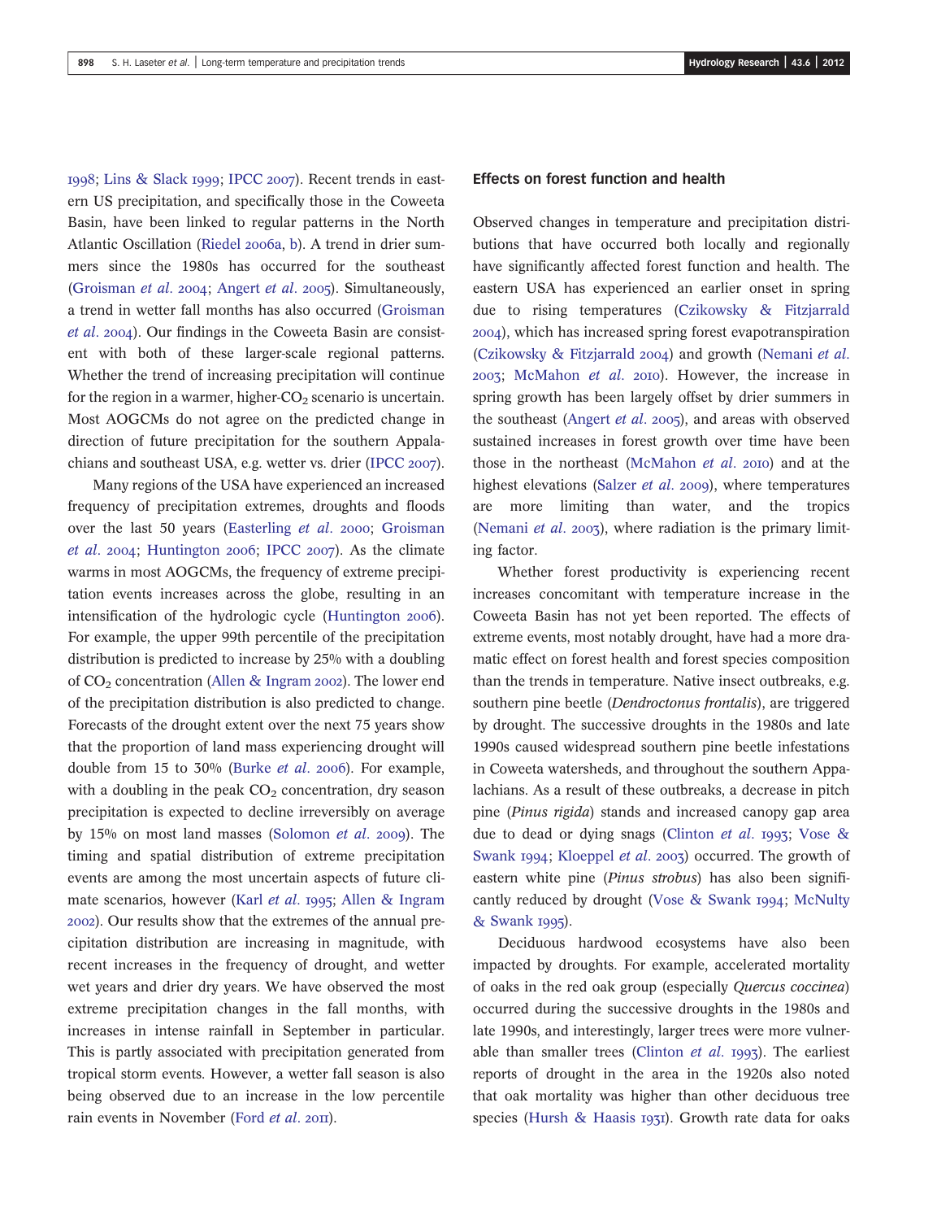1998; Lins & Slack 1999; IPCC 2007). Recent trends in eastern US precipitation, and specifically those in the Coweeta Basin, have been linked to regular patterns in the North Atlantic Oscillation (Riedel 2006a, b). A trend in drier summers since the 1980s has occurred for the southeast (Groisman *et al*. 2004; Angert *et al*. 2005). Simultaneously, a trend in wetter fall months has also occurred (Groisman *et al*. 2004). Our findings in the Coweeta Basin are consistent with both of these larger-scale regional patterns. Whether the trend of increasing precipitation will continue for the region in a warmer, higher-$CO_2$ scenario is uncertain. Most AOGCMs do not agree on the predicted change in direction of future precipitation for the southern Appalachians and southeast USA, e.g. wetter vs. drier (IPCC 2007).

Many regions of the USA have experienced an increased frequency of precipitation extremes, droughts and floods over the last 50 years (Easterling *et al*. 2000; Groisman *et al*. 2004; Huntington 2006; IPCC 2007). As the climate warms in most AOGCMs, the frequency of extreme precipitation events increases across the globe, resulting in an intensification of the hydrologic cycle (Huntington 2006). For example, the upper 99th percentile of the precipitation distribution is predicted to increase by 25% with a doubling of $CO_2$ concentration (Allen & Ingram 2002). The lower end of the precipitation distribution is also predicted to change. Forecasts of the drought extent over the next 75 years show that the proportion of land mass experiencing drought will double from 15 to 30% (Burke *et al*. 2006). For example, with a doubling in the peak $CO_2$ concentration, dry season precipitation is expected to decline irreversibly on average by 15% on most land masses (Solomon *et al*. 2009). The timing and spatial distribution of extreme precipitation events are among the most uncertain aspects of future climate scenarios, however (Karl *et al*. 1995; Allen & Ingram 2002). Our results show that the extremes of the annual precipitation distribution are increasing in magnitude, with recent increases in the frequency of drought, and wetter wet years and drier dry years. We have observed the most extreme precipitation changes in the fall months, with increases in intense rainfall in September in particular. This is partly associated with precipitation generated from tropical storm events. However, a wetter fall season is also being observed due to an increase in the low percentile rain events in November (Ford *et al*. 2011).

## Effects on forest function and health

Observed changes in temperature and precipitation distributions that have occurred both locally and regionally have significantly affected forest function and health. The eastern USA has experienced an earlier onset in spring due to rising temperatures (Czikowsky & Fitzjarrald 2004), which has increased spring forest evapotranspiration (Czikowsky & Fitzjarrald 2004) and growth (Nemani *et al*. 2003; McMahon *et al*. 2010). However, the increase in spring growth has been largely offset by drier summers in the southeast (Angert *et al*. 2005), and areas with observed sustained increases in forest growth over time have been those in the northeast (McMahon *et al*. 2010) and at the highest elevations (Salzer *et al*. 2009), where temperatures are more limiting than water, and the tropics (Nemani *et al*. 2003), where radiation is the primary limiting factor.

Whether forest productivity is experiencing recent increases concomitant with temperature increase in the Coweeta Basin has not yet been reported. The effects of extreme events, most notably drought, have had a more dramatic effect on forest health and forest species composition than the trends in temperature. Native insect outbreaks, e.g. southern pine beetle (*Dendroctonus frontalis*), are triggered by drought. The successive droughts in the 1980s and late 1990s caused widespread southern pine beetle infestations in Coweeta watersheds, and throughout the southern Appalachians. As a result of these outbreaks, a decrease in pitch pine (*Pinus rigida*) stands and increased canopy gap area due to dead or dying snags (Clinton *et al*. 1993; Vose & Swank 1994; Kloeppel *et al*. 2003) occurred. The growth of eastern white pine (*Pinus strobus*) has also been significantly reduced by drought (Vose & Swank 1994; McNulty & Swank 1995).

Deciduous hardwood ecosystems have also been impacted by droughts. For example, accelerated mortality of oaks in the red oak group (especially *Quercus coccinea*) occurred during the successive droughts in the 1980s and late 1990s, and interestingly, larger trees were more vulnerable than smaller trees (Clinton *et al*. 1993). The earliest reports of drought in the area in the 1920s also noted that oak mortality was higher than other deciduous tree species (Hursh & Haasis 1931). Growth rate data for oaks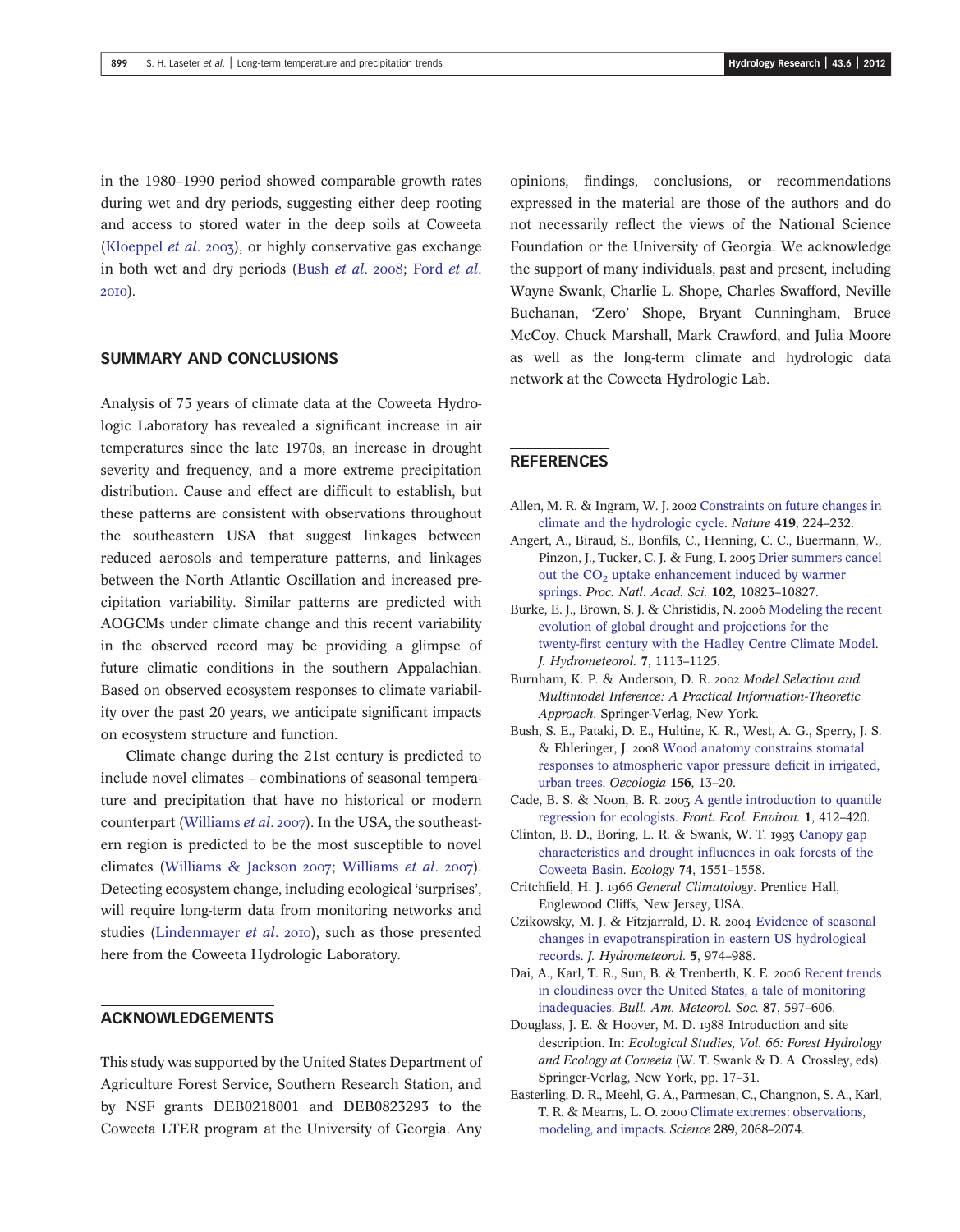in the 1980–1990 period showed comparable growth rates during wet and dry periods, suggesting either deep rooting and access to stored water in the deep soils at Coweeta (Kloeppel *et al.* 2003), or highly conservative gas exchange in both wet and dry periods (Bush *et al.* 2008; Ford *et al.* 2010).

## SUMMARY AND CONCLUSIONS

Analysis of 75 years of climate data at the Coweeta Hydrologic Laboratory has revealed a significant increase in air temperatures since the late 1970s, an increase in drought severity and frequency, and a more extreme precipitation distribution. Cause and effect are difficult to establish, but these patterns are consistent with observations throughout the southeastern USA that suggest linkages between reduced aerosols and temperature patterns, and linkages between the North Atlantic Oscillation and increased precipitation variability. Similar patterns are predicted with AOGCMs under climate change and this recent variability in the observed record may be providing a glimpse of future climatic conditions in the southern Appalachian. Based on observed ecosystem responses to climate variability over the past 20 years, we anticipate significant impacts on ecosystem structure and function.

Climate change during the 21st century is predicted to include novel climates – combinations of seasonal temperature and precipitation that have no historical or modern counterpart (Williams *et al.* 2007). In the USA, the southeastern region is predicted to be the most susceptible to novel climates (Williams & Jackson 2007; Williams *et al.* 2007). Detecting ecosystem change, including ecological 'surprises', will require long-term data from monitoring networks and studies (Lindenmayer *et al.* 2010), such as those presented here from the Coweeta Hydrologic Laboratory.

## ACKNOWLEDGEMENTS

This study was supported by the United States Department of Agriculture Forest Service, Southern Research Station, and by NSF grants DEB0218001 and DEB0823293 to the Coweeta LTER program at the University of Georgia. Any opinions, findings, conclusions, or recommendations expressed in the material are those of the authors and do not necessarily reflect the views of the National Science Foundation or the University of Georgia. We acknowledge the support of many individuals, past and present, including Wayne Swank, Charlie L. Shope, Charles Swafford, Neville Buchanan, 'Zero' Shope, Bryant Cunningham, Bruce McCoy, Chuck Marshall, Mark Crawford, and Julia Moore as well as the long-term climate and hydrologic data network at the Coweeta Hydrologic Lab.

## REFERENCES

Allen, M. R. & Ingram, W. J. 2002 Constraints on future changes in climate and the hydrologic cycle. *Nature* **419**, 224–232.

Angert, A., Biraud, S., Bonfils, C., Henning, C. C., Buermann, W., Pinzon, J., Tucker, C. J. & Fung, I. 2005 Drier summers cancel out the $CO_2$ uptake enhancement induced by warmer springs. *Proc. Natl. Acad. Sci.* **102**, 10823–10827.

Burke, E. J., Brown, S. J. & Christidis, N. 2006 Modeling the recent evolution of global drought and projections for the twenty-first century with the Hadley Centre Climate Model. *J. Hydrometeorol.* **7**, 1113–1125.

Burnham, K. P. & Anderson, D. R. 2002 *Model Selection and Multimodel Inference: A Practical Information-Theoretic Approach*. Springer-Verlag, New York.

Bush, S. E., Pataki, D. E., Hultine, K. R., West, A. G., Sperry, J. S. & Ehleringer, J. 2008 Wood anatomy constrains stomatal responses to atmospheric vapor pressure deficit in irrigated, urban trees. *Oecologia* **156**, 13–20.

Cade, B. S. & Noon, B. R. 2003 A gentle introduction to quantile regression for ecologists. *Front. Ecol. Environ.* **1**, 412–420.

Clinton, B. D., Boring, L. R. & Swank, W. T. 1993 Canopy gap characteristics and drought influences in oak forests of the Coweeta Basin. *Ecology* **74**, 1551–1558.

Critchfield, H. J. 1966 *General Climatology*. Prentice Hall, Englewood Cliffs, New Jersey, USA.

Czikowsky, M. J. & Fitzjarrald, D. R. 2004 Evidence of seasonal changes in evapotranspiration in eastern US hydrological records. *J. Hydrometeorol.* **5**, 974–988.

Dai, A., Karl, T. R., Sun, B. & Trenberth, K. E. 2006 Recent trends in cloudiness over the United States, a tale of monitoring inadequacies. *Bull. Am. Meteorol. Soc.* **87**, 597–606.

Douglass, J. E. & Hoover, M. D. 1988 Introduction and site description. In: *Ecological Studies, Vol. 66: Forest Hydrology and Ecology at Coweeta* (W. T. Swank & D. A. Crossley, eds). Springer-Verlag, New York, pp. 17–31.

Easterling, D. R., Meehl, G. A., Parmesan, C., Changnon, S. A., Karl, T. R. & Mearns, L. O. 2000 Climate extremes: observations, modeling, and impacts. *Science* **289**, 2068–2074.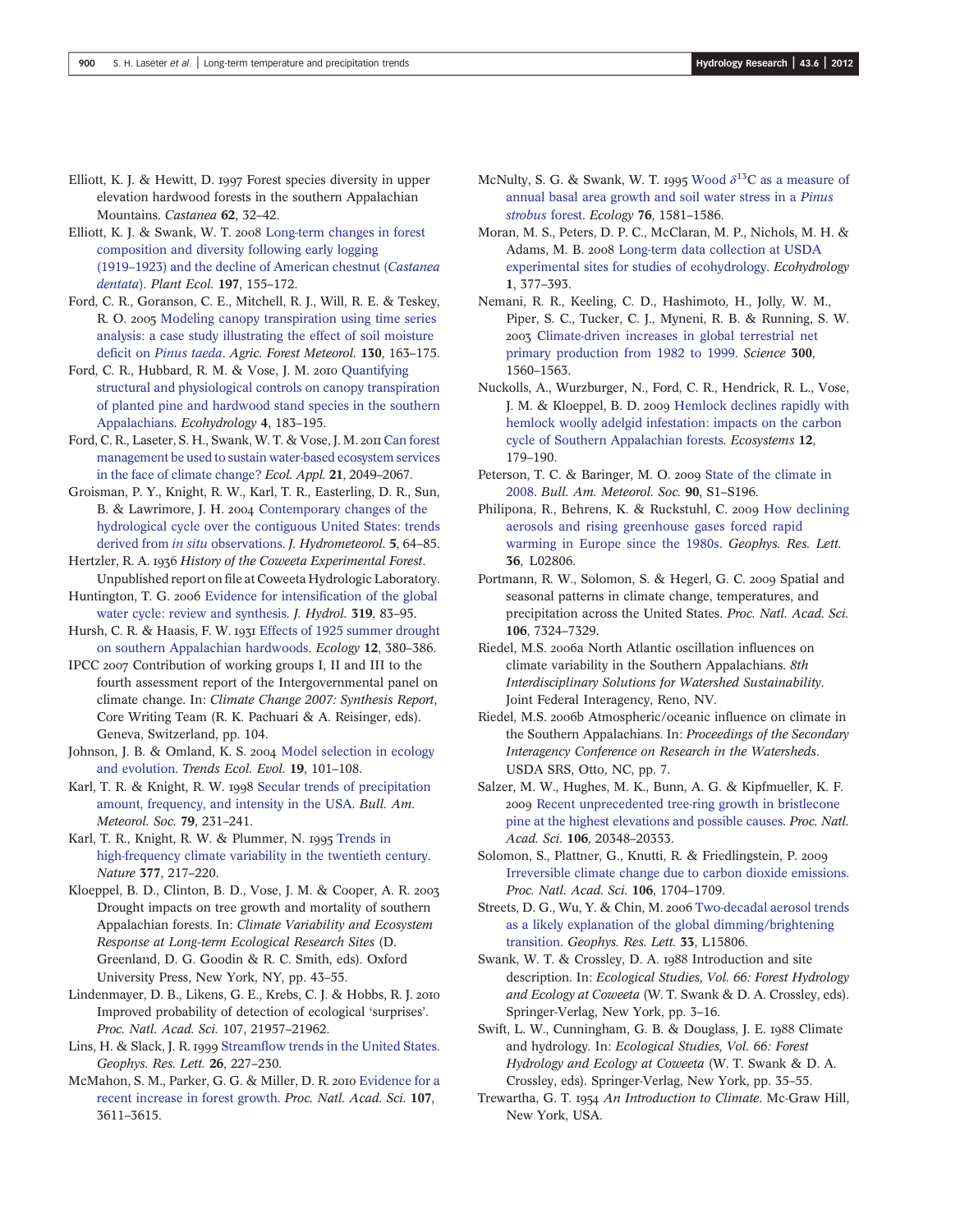Elliott, K. J. & Hewitt, D. 1997 Forest species diversity in upper elevation hardwood forests in the southern Appalachian Mountains. *Castanea* **62**, 32–42.

Elliott, K. J. & Swank, W. T. 2008 Long-term changes in forest composition and diversity following early logging (1919–1923) and the decline of American chestnut (*Castanea dentata*). *Plant Ecol.* **197**, 155–172.

Ford, C. R., Goranson, C. E., Mitchell, R. J., Will, R. E. & Teskey, R. O. 2005 Modeling canopy transpiration using time series analysis: a case study illustrating the effect of soil moisture deficit on *Pinus taeda*. *Agric. Forest Meteorol.* **130**, 163–175.

Ford, C. R., Hubbard, R. M. & Vose, J. M. 2010 Quantifying structural and physiological controls on canopy transpiration of planted pine and hardwood stand species in the southern Appalachians. *Ecohydrology* **4**, 183–195.

Ford, C. R., Laseter, S. H., Swank, W. T. & Vose, J. M. 2011 Can forest management be used to sustain water-based ecosystem services in the face of climate change? *Ecol. Appl.* **21**, 2049–2067.

Groisman, P. Y., Knight, R. W., Karl, T. R., Easterling, D. R., Sun, B. & Lawrimore, J. H. 2004 Contemporary changes of the hydrological cycle over the contiguous United States: trends derived from *in situ* observations. *J. Hydrometeorol.* **5**, 64–85.

Hertzler, R. A. 1936 *History of the Coweeta Experimental Forest*. Unpublished report on file at Coweeta Hydrologic Laboratory.

Huntington, T. G. 2006 Evidence for intensification of the global water cycle: review and synthesis. *J. Hydrol.* **319**, 83–95.

Hursh, C. R. & Haasis, F. W. 1931 Effects of 1925 summer drought on southern Appalachian hardwoods. *Ecology* **12**, 380–386.

IPCC 2007 Contribution of working groups I, II and III to the fourth assessment report of the Intergovernmental panel on climate change. In: *Climate Change 2007: Synthesis Report*, Core Writing Team (R. K. Pachuari & A. Reisinger, eds). Geneva, Switzerland, pp. 104.

Johnson, J. B. & Omland, K. S. 2004 Model selection in ecology and evolution. *Trends Ecol. Evol.* **19**, 101–108.

Karl, T. R. & Knight, R. W. 1998 Secular trends of precipitation amount, frequency, and intensity in the USA. *Bull. Am. Meteorol. Soc.* **79**, 231–241.

Karl, T. R., Knight, R. W. & Plummer, N. 1995 Trends in high-frequency climate variability in the twentieth century. *Nature* **377**, 217–220.

Kloeppel, B. D., Clinton, B. D., Vose, J. M. & Cooper, A. R. 2003 Drought impacts on tree growth and mortality of southern Appalachian forests. In: *Climate Variability and Ecosystem Response at Long-term Ecological Research Sites* (D. Greenland, D. G. Goodin & R. C. Smith, eds). Oxford University Press, New York, NY, pp. 43–55.

Lindenmayer, D. B., Likens, G. E., Krebs, C. J. & Hobbs, R. J. 2010 Improved probability of detection of ecological 'surprises'. *Proc. Natl. Acad. Sci.* 107, 21957–21962.

Lins, H. & Slack, J. R. 1999 Streamflow trends in the United States. *Geophys. Res. Lett.* **26**, 227–230.

McMahon, S. M., Parker, G. G. & Miller, D. R. 2010 Evidence for a recent increase in forest growth. *Proc. Natl. Acad. Sci.* **107**, 3611–3615.

McNulty, S. G. & Swank, W. T. 1995 Wood $\delta^{13}$C as a measure of annual basal area growth and soil water stress in a *Pinus strobus* forest. *Ecology* **76**, 1581–1586.

Moran, M. S., Peters, D. P. C., McClaran, M. P., Nichols, M. H. & Adams, M. B. 2008 Long-term data collection at USDA experimental sites for studies of ecohydrology. *Ecohydrology* **1**, 377–393.

Nemani, R. R., Keeling, C. D., Hashimoto, H., Jolly, W. M., Piper, S. C., Tucker, C. J., Myneni, R. B. & Running, S. W. 2003 Climate-driven increases in global terrestrial net primary production from 1982 to 1999. *Science* **300**, 1560–1563.

Nuckolls, A., Wurzburger, N., Ford, C. R., Hendrick, R. L., Vose, J. M. & Kloeppel, B. D. 2009 Hemlock declines rapidly with hemlock woolly adelgid infestation: impacts on the carbon cycle of Southern Appalachian forests. *Ecosystems* **12**, 179–190.

Peterson, T. C. & Baringer, M. O. 2009 State of the climate in 2008. *Bull. Am. Meteorol. Soc.* **90**, S1–S196.

Philipona, R., Behrens, K. & Ruckstuhl, C. 2009 How declining aerosols and rising greenhouse gases forced rapid warming in Europe since the 1980s. *Geophys. Res. Lett.* **36**, L02806.

Portmann, R. W., Solomon, S. & Hegerl, G. C. 2009 Spatial and seasonal patterns in climate change, temperatures, and precipitation across the United States. *Proc. Natl. Acad. Sci.* **106**, 7324–7329.

Riedel, M.S. 2006a North Atlantic oscillation influences on climate variability in the Southern Appalachians. *8th Interdisciplinary Solutions for Watershed Sustainability*. Joint Federal Interagency, Reno, NV.

Riedel, M.S. 2006b Atmospheric/oceanic influence on climate in the Southern Appalachians. In: *Proceedings of the Secondary Interagency Conference on Research in the Watersheds*. USDA SRS, Otto, NC, pp. 7.

Salzer, M. W., Hughes, M. K., Bunn, A. G. & Kipfmueller, K. F. 2009 Recent unprecedented tree-ring growth in bristlecone pine at the highest elevations and possible causes. *Proc. Natl. Acad. Sci.* **106**, 20348–20353.

Solomon, S., Plattner, G., Knutti, R. & Friedlingstein, P. 2009 Irreversible climate change due to carbon dioxide emissions. *Proc. Natl. Acad. Sci.* **106**, 1704–1709.

Streets, D. G., Wu, Y. & Chin, M. 2006 Two-decadal aerosol trends as a likely explanation of the global dimming/brightening transition. *Geophys. Res. Lett.* **33**, L15806.

Swank, W. T. & Crossley, D. A. 1988 Introduction and site description. In: *Ecological Studies, Vol. 66: Forest Hydrology and Ecology at Coweeta* (W. T. Swank & D. A. Crossley, eds). Springer-Verlag, New York, pp. 3–16.

Swift, L. W., Cunningham, G. B. & Douglass, J. E. 1988 Climate and hydrology. In: *Ecological Studies, Vol. 66: Forest Hydrology and Ecology at Coweeta* (W. T. Swank & D. A. Crossley, eds). Springer-Verlag, New York, pp. 35–55.

Trewartha, G. T. 1954 *An Introduction to Climate*. Mc-Graw Hill, New York, USA.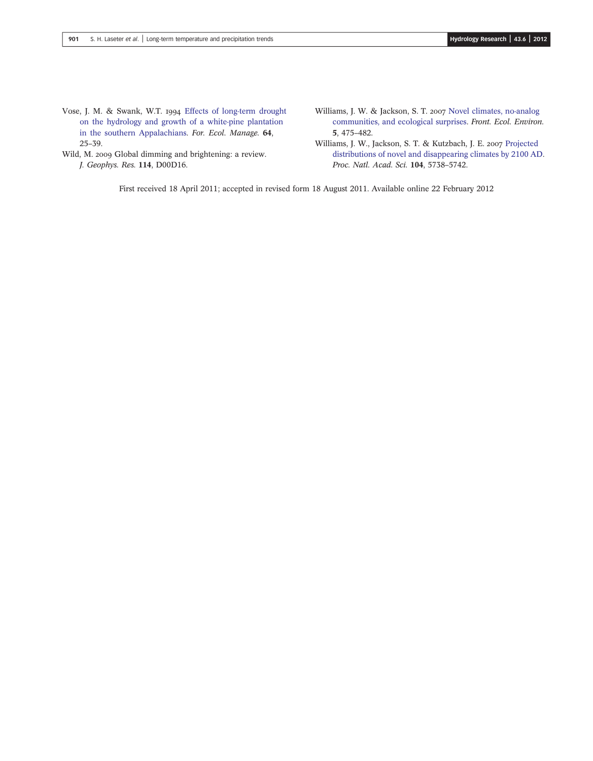Vose, J. M. & Swank, W.T. 1994 Effects of long-term drought on the hydrology and growth of a white-pine plantation in the southern Appalachians. *For. Ecol. Manage.* **64**, 25–39.

Wild, M. 2009 Global dimming and brightening: a review. *J. Geophys. Res.* **114**, D00D16.

Williams, J. W. & Jackson, S. T. 2007 Novel climates, no-analog communities, and ecological surprises. *Front. Ecol. Environ.* **5**, 475–482.

Williams, J. W., Jackson, S. T. & Kutzbach, J. E. 2007 Projected distributions of novel and disappearing climates by 2100 AD. *Proc. Natl. Acad. Sci.* **104**, 5738–5742.

First received 18 April 2011; accepted in revised form 18 August 2011. Available online 22 February 2012